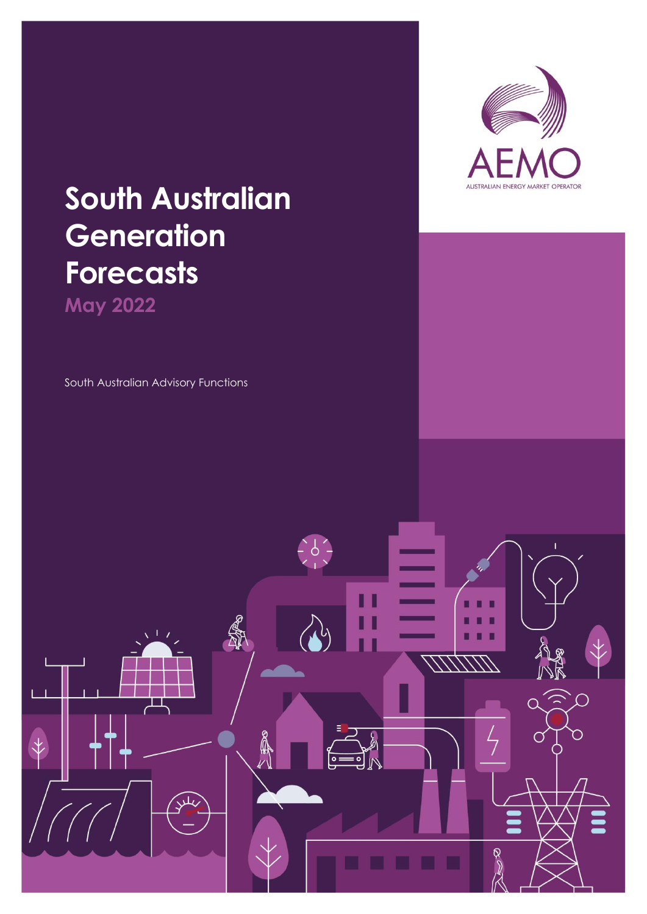AEMO

AUSTRALIAN ENERGY MARKET OPERATOR

# South Australian Generation Forecasts

## May 2022

South Australian Advisory Functions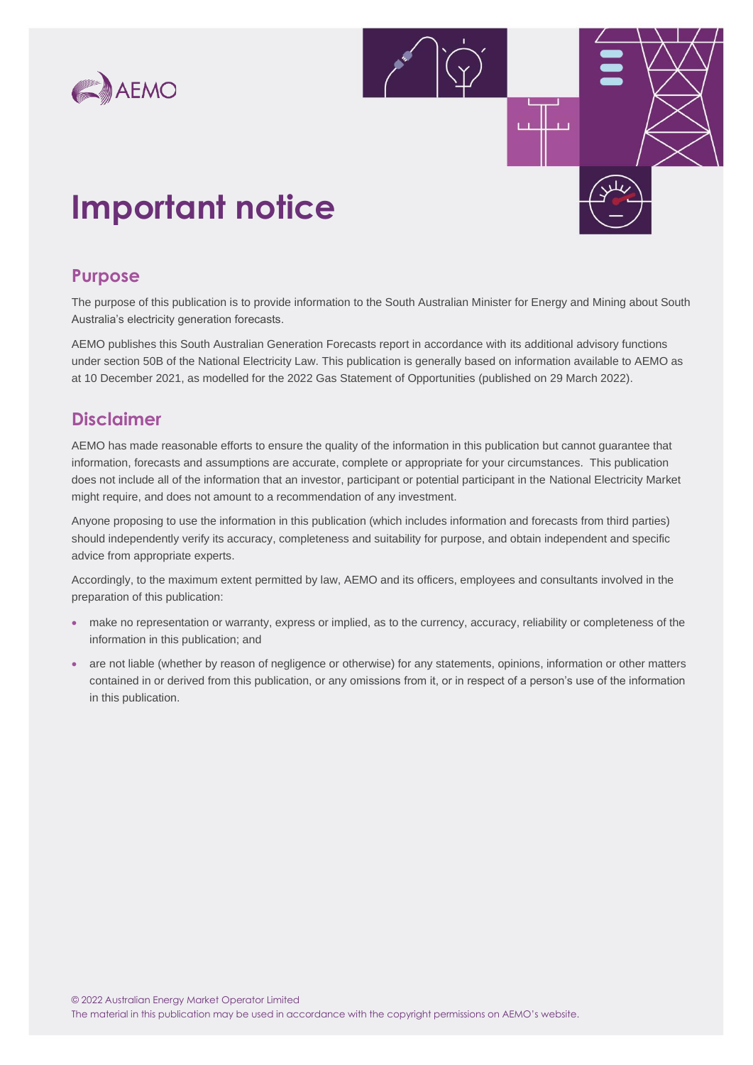# Important notice

## Purpose

The purpose of this publication is to provide information to the South Australian Minister for Energy and Mining about South Australia's electricity generation forecasts.

AEMO publishes this South Australian Generation Forecasts report in accordance with its additional advisory functions under section 50B of the National Electricity Law. This publication is generally based on information available to AEMO as at 10 December 2021, as modelled for the 2022 Gas Statement of Opportunities (published on 29 March 2022).

## Disclaimer

AEMO has made reasonable efforts to ensure the quality of the information in this publication but cannot guarantee that information, forecasts and assumptions are accurate, complete or appropriate for your circumstances. This publication does not include all of the information that an investor, participant or potential participant in the National Electricity Market might require, and does not amount to a recommendation of any investment.

Anyone proposing to use the information in this publication (which includes information and forecasts from third parties) should independently verify its accuracy, completeness and suitability for purpose, and obtain independent and specific advice from appropriate experts.

Accordingly, to the maximum extent permitted by law, AEMO and its officers, employees and consultants involved in the preparation of this publication:

- make no representation or warranty, express or implied, as to the currency, accuracy, reliability or completeness of the information in this publication; and
- are not liable (whether by reason of negligence or otherwise) for any statements, opinions, information or other matters contained in or derived from this publication, or any omissions from it, or in respect of a person's use of the information in this publication.

© 2022 Australian Energy Market Operator Limited
The material in this publication may be used in accordance with the copyright permissions on AEMO's website.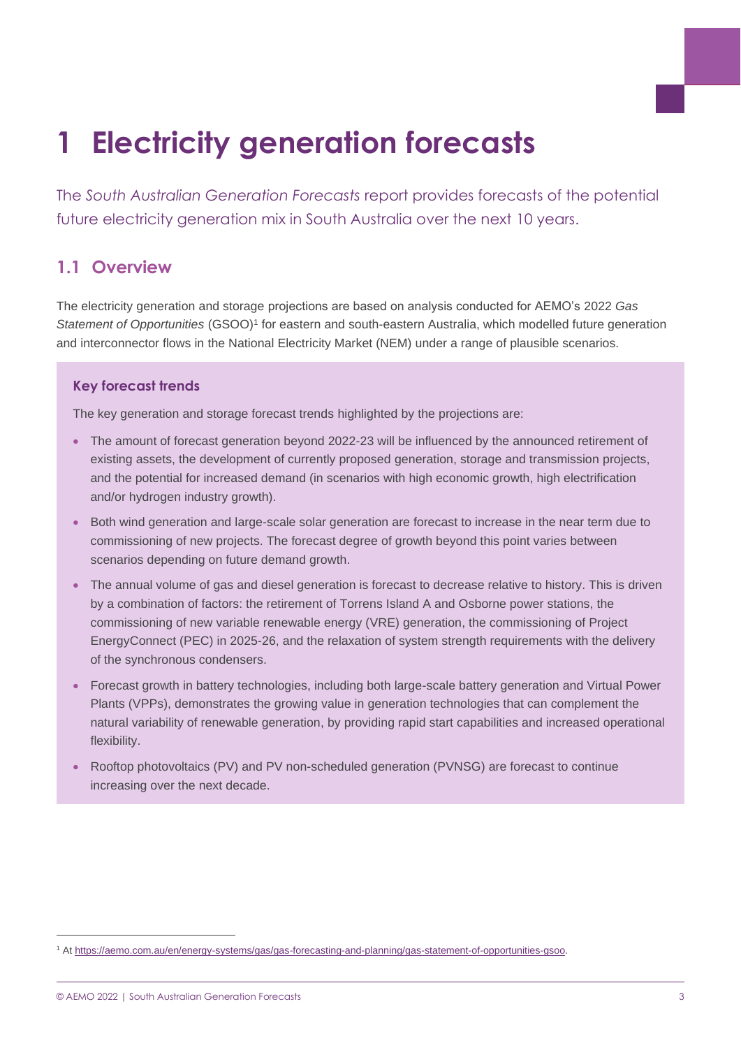# 1 Electricity generation forecasts

The *South Australian Generation Forecasts* report provides forecasts of the potential future electricity generation mix in South Australia over the next 10 years.

## 1.1 Overview

The electricity generation and storage projections are based on analysis conducted for AEMO's 2022 *Gas Statement of Opportunities* (GSOO)[1] for eastern and south-eastern Australia, which modelled future generation and interconnector flows in the National Electricity Market (NEM) under a range of plausible scenarios.

### Key forecast trends

The key generation and storage forecast trends highlighted by the projections are:

- The amount of forecast generation beyond 2022-23 will be influenced by the announced retirement of existing assets, the development of currently proposed generation, storage and transmission projects, and the potential for increased demand (in scenarios with high economic growth, high electrification and/or hydrogen industry growth).
- Both wind generation and large-scale solar generation are forecast to increase in the near term due to commissioning of new projects. The forecast degree of growth beyond this point varies between scenarios depending on future demand growth.
- The annual volume of gas and diesel generation is forecast to decrease relative to history. This is driven by a combination of factors: the retirement of Torrens Island A and Osborne power stations, the commissioning of new variable renewable energy (VRE) generation, the commissioning of Project EnergyConnect (PEC) in 2025-26, and the relaxation of system strength requirements with the delivery of the synchronous condensers.
- Forecast growth in battery technologies, including both large-scale battery generation and Virtual Power Plants (VPPs), demonstrates the growing value in generation technologies that can complement the natural variability of renewable generation, by providing rapid start capabilities and increased operational flexibility.
- Rooftop photovoltaics (PV) and PV non-scheduled generation (PVNSG) are forecast to continue increasing over the next decade.

[1] At https://aemo.com.au/en/energy-systems/gas/gas-forecasting-and-planning/gas-statement-of-opportunities-gsoo.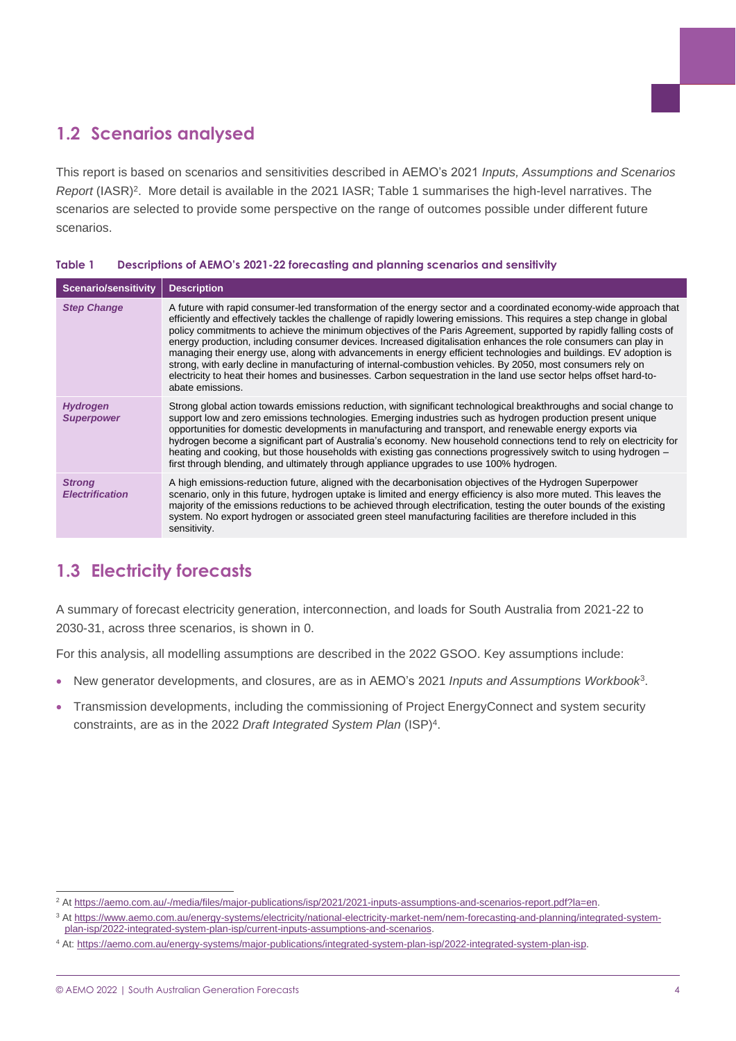## 1.2 Scenarios analysed

This report is based on scenarios and sensitivities described in AEMO's 2021 *Inputs, Assumptions and Scenarios Report* (IASR)[2]. More detail is available in the 2021 IASR; Table 1 summarises the high-level narratives. The scenarios are selected to provide some perspective on the range of outcomes possible under different future scenarios.

**Table 1 Descriptions of AEMO's 2021-22 forecasting and planning scenarios and sensitivity**

| Scenario/sensitivity | Description |
|---|---|
| ***Step Change*** | A future with rapid consumer-led transformation of the energy sector and a coordinated economy-wide approach that efficiently and effectively tackles the challenge of rapidly lowering emissions. This requires a step change in global policy commitments to achieve the minimum objectives of the Paris Agreement, supported by rapidly falling costs of energy production, including consumer devices. Increased digitalisation enhances the role consumers can play in managing their energy use, along with advancements in energy efficient technologies and buildings. EV adoption is strong, with early decline in manufacturing of internal-combustion vehicles. By 2050, most consumers rely on electricity to heat their homes and businesses. Carbon sequestration in the land use sector helps offset hard-to-abate emissions. |
| ***Hydrogen Superpower*** | Strong global action towards emissions reduction, with significant technological breakthroughs and social change to support low and zero emissions technologies. Emerging industries such as hydrogen production present unique opportunities for domestic developments in manufacturing and transport, and renewable energy exports via hydrogen become a significant part of Australia's economy. New household connections tend to rely on electricity for heating and cooking, but those households with existing gas connections progressively switch to using hydrogen – first through blending, and ultimately through appliance upgrades to use 100% hydrogen. |
| ***Strong Electrification*** | A high emissions-reduction future, aligned with the decarbonisation objectives of the Hydrogen Superpower scenario, only in this future, hydrogen uptake is limited and energy efficiency is also more muted. This leaves the majority of the emissions reductions to be achieved through electrification, testing the outer bounds of the existing system. No export hydrogen or associated green steel manufacturing facilities are therefore included in this sensitivity. |

## 1.3 Electricity forecasts

A summary of forecast electricity generation, interconnection, and loads for South Australia from 2021-22 to 2030-31, across three scenarios, is shown in 0.

For this analysis, all modelling assumptions are described in the 2022 GSOO. Key assumptions include:

- New generator developments, and closures, are as in AEMO's 2021 *Inputs and Assumptions Workbook*[3].
- Transmission developments, including the commissioning of Project EnergyConnect and system security constraints, are as in the 2022 *Draft Integrated System Plan* (ISP)[4].

---

[2] At https://aemo.com.au/-/media/files/major-publications/isp/2021/2021-inputs-assumptions-and-scenarios-report.pdf?la=en.

[3] At https://www.aemo.com.au/energy-systems/electricity/national-electricity-market-nem/nem-forecasting-and-planning/integrated-system-plan-isp/2022-integrated-system-plan-isp/current-inputs-assumptions-and-scenarios.

[4] At: https://aemo.com.au/energy-systems/major-publications/integrated-system-plan-isp/2022-integrated-system-plan-isp.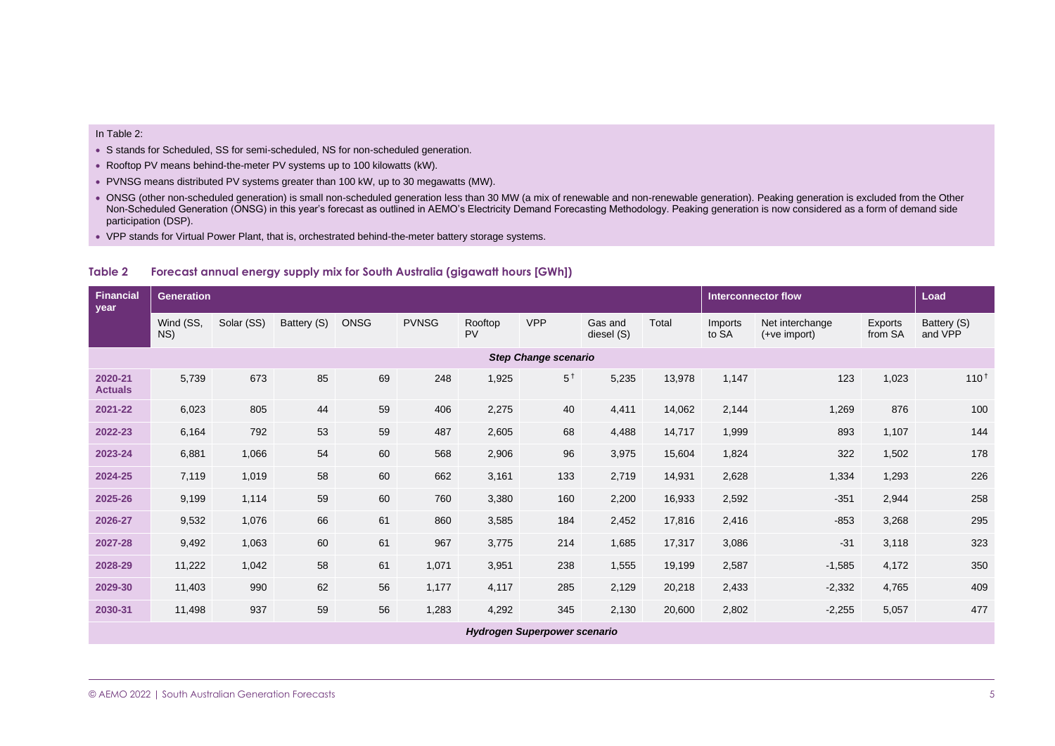In Table 2:

- S stands for Scheduled, SS for semi-scheduled, NS for non-scheduled generation.
- Rooftop PV means behind-the-meter PV systems up to 100 kilowatts (kW).
- PVNSG means distributed PV systems greater than 100 kW, up to 30 megawatts (MW).
- ONSG (other non-scheduled generation) is small non-scheduled generation less than 30 MW (a mix of renewable and non-renewable generation). Peaking generation is excluded from the Other Non-Scheduled Generation (ONSG) in this year's forecast as outlined in AEMO's Electricity Demand Forecasting Methodology. Peaking generation is now considered as a form of demand side participation (DSP).
- VPP stands for Virtual Power Plant, that is, orchestrated behind-the-meter battery storage systems.

**Table 2 Forecast annual energy supply mix for South Australia (gigawatt hours [GWh])**

| Financial year | Generation | | | | | | | | | Interconnector flow | | | Load |
|---|---|---|---|---|---|---|---|---|---|---|---|---|---|
| | Wind (SS, NS) | Solar (SS) | Battery (S) | ONSG | PVNSG | Rooftop PV | VPP | Gas and diesel (S) | Total | Imports to SA | Net interchange (+ve import) | Exports from SA | Battery (S) and VPP |
| ***Step Change scenario*** | | | | | | | | | | | | | |
| **2020-21 Actuals** | 5,739 | 673 | 85 | 69 | 248 | 1,925 | 5 † | 5,235 | 13,978 | 1,147 | 123 | 1,023 | 110 † |
| **2021-22** | 6,023 | 805 | 44 | 59 | 406 | 2,275 | 40 | 4,411 | 14,062 | 2,144 | 1,269 | 876 | 100 |
| **2022-23** | 6,164 | 792 | 53 | 59 | 487 | 2,605 | 68 | 4,488 | 14,717 | 1,999 | 893 | 1,107 | 144 |
| **2023-24** | 6,881 | 1,066 | 54 | 60 | 568 | 2,906 | 96 | 3,975 | 15,604 | 1,824 | 322 | 1,502 | 178 |
| **2024-25** | 7,119 | 1,019 | 58 | 60 | 662 | 3,161 | 133 | 2,719 | 14,931 | 2,628 | 1,334 | 1,293 | 226 |
| **2025-26** | 9,199 | 1,114 | 59 | 60 | 760 | 3,380 | 160 | 2,200 | 16,933 | 2,592 | -351 | 2,944 | 258 |
| **2026-27** | 9,532 | 1,076 | 66 | 61 | 860 | 3,585 | 184 | 2,452 | 17,816 | 2,416 | -853 | 3,268 | 295 |
| **2027-28** | 9,492 | 1,063 | 60 | 61 | 967 | 3,775 | 214 | 1,685 | 17,317 | 3,086 | -31 | 3,118 | 323 |
| **2028-29** | 11,222 | 1,042 | 58 | 61 | 1,071 | 3,951 | 238 | 1,555 | 19,199 | 2,587 | -1,585 | 4,172 | 350 |
| **2029-30** | 11,403 | 990 | 62 | 56 | 1,177 | 4,117 | 285 | 2,129 | 20,218 | 2,433 | -2,332 | 4,765 | 409 |
| **2030-31** | 11,498 | 937 | 59 | 56 | 1,283 | 4,292 | 345 | 2,130 | 20,600 | 2,802 | -2,255 | 5,057 | 477 |
| ***Hydrogen Superpower scenario*** | | | | | | | | | | | | | |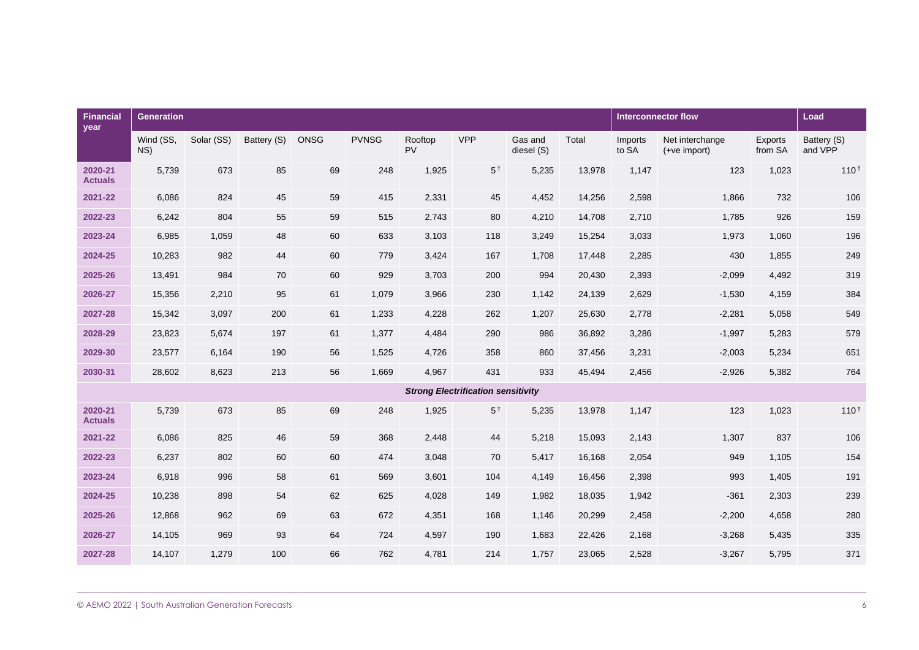| Financial year | Generation | | | | | | | | | Interconnector flow | | | Load |
|---|---|---|---|---|---|---|---|---|---|---|---|---|---|
| | Wind (SS, NS) | Solar (SS) | Battery (S) | ONSG | PVNSG | Rooftop PV | VPP | Gas and diesel (S) | Total | Imports to SA | Net interchange (+ve import) | Exports from SA | Battery (S) and VPP |
| **2020-21 Actuals** | 5,739 | 673 | 85 | 69 | 248 | 1,925 | 5 † | 5,235 | 13,978 | 1,147 | 123 | 1,023 | 110 † |
| **2021-22** | 6,086 | 824 | 45 | 59 | 415 | 2,331 | 45 | 4,452 | 14,256 | 2,598 | 1,866 | 732 | 106 |
| **2022-23** | 6,242 | 804 | 55 | 59 | 515 | 2,743 | 80 | 4,210 | 14,708 | 2,710 | 1,785 | 926 | 159 |
| **2023-24** | 6,985 | 1,059 | 48 | 60 | 633 | 3,103 | 118 | 3,249 | 15,254 | 3,033 | 1,973 | 1,060 | 196 |
| **2024-25** | 10,283 | 982 | 44 | 60 | 779 | 3,424 | 167 | 1,708 | 17,448 | 2,285 | 430 | 1,855 | 249 |
| **2025-26** | 13,491 | 984 | 70 | 60 | 929 | 3,703 | 200 | 994 | 20,430 | 2,393 | -2,099 | 4,492 | 319 |
| **2026-27** | 15,356 | 2,210 | 95 | 61 | 1,079 | 3,966 | 230 | 1,142 | 24,139 | 2,629 | -1,530 | 4,159 | 384 |
| **2027-28** | 15,342 | 3,097 | 200 | 61 | 1,233 | 4,228 | 262 | 1,207 | 25,630 | 2,778 | -2,281 | 5,058 | 549 |
| **2028-29** | 23,823 | 5,674 | 197 | 61 | 1,377 | 4,484 | 290 | 986 | 36,892 | 3,286 | -1,997 | 5,283 | 579 |
| **2029-30** | 23,577 | 6,164 | 190 | 56 | 1,525 | 4,726 | 358 | 860 | 37,456 | 3,231 | -2,003 | 5,234 | 651 |
| **2030-31** | 28,602 | 8,623 | 213 | 56 | 1,669 | 4,967 | 431 | 933 | 45,494 | 2,456 | -2,926 | 5,382 | 764 |
| ***Strong Electrification sensitivity*** | | | | | | | | | | | | | |
| **2020-21 Actuals** | 5,739 | 673 | 85 | 69 | 248 | 1,925 | 5 † | 5,235 | 13,978 | 1,147 | 123 | 1,023 | 110 † |
| **2021-22** | 6,086 | 825 | 46 | 59 | 368 | 2,448 | 44 | 5,218 | 15,093 | 2,143 | 1,307 | 837 | 106 |
| **2022-23** | 6,237 | 802 | 60 | 60 | 474 | 3,048 | 70 | 5,417 | 16,168 | 2,054 | 949 | 1,105 | 154 |
| **2023-24** | 6,918 | 996 | 58 | 61 | 569 | 3,601 | 104 | 4,149 | 16,456 | 2,398 | 993 | 1,405 | 191 |
| **2024-25** | 10,238 | 898 | 54 | 62 | 625 | 4,028 | 149 | 1,982 | 18,035 | 1,942 | -361 | 2,303 | 239 |
| **2025-26** | 12,868 | 962 | 69 | 63 | 672 | 4,351 | 168 | 1,146 | 20,299 | 2,458 | -2,200 | 4,658 | 280 |
| **2026-27** | 14,105 | 969 | 93 | 64 | 724 | 4,597 | 190 | 1,683 | 22,426 | 2,168 | -3,268 | 5,435 | 335 |
| **2027-28** | 14,107 | 1,279 | 100 | 66 | 762 | 4,781 | 214 | 1,757 | 23,065 | 2,528 | -3,267 | 5,795 | 371 |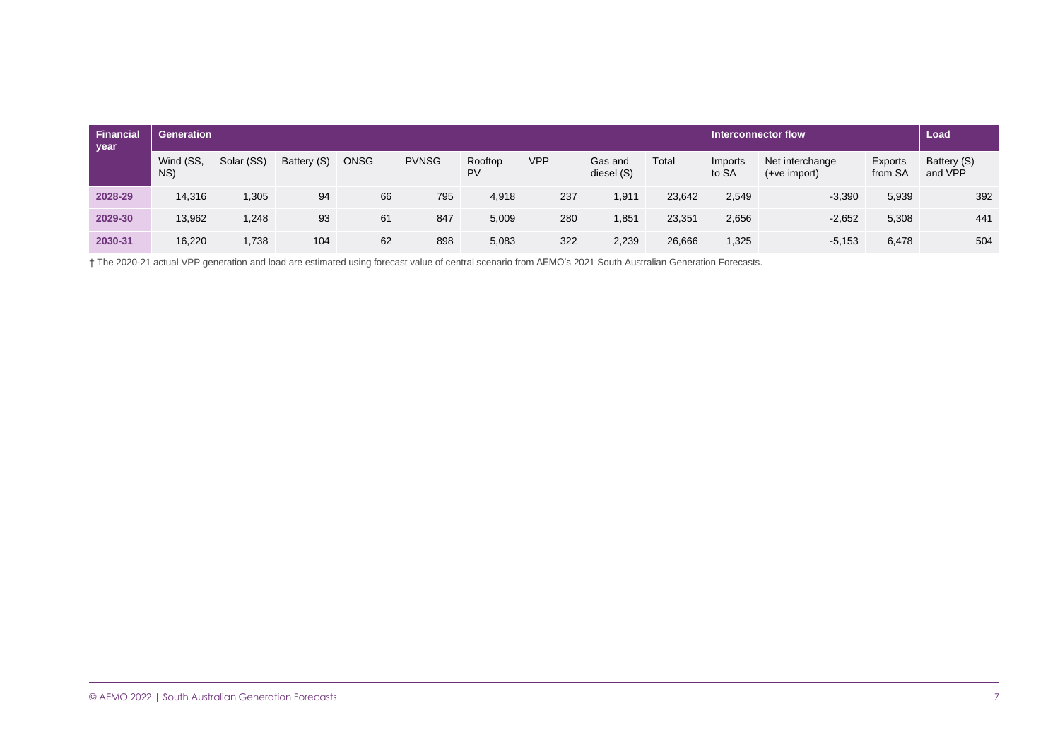| Financial year | Generation | | | | | | | | | Interconnector flow | | | Load |
|---|---|---|---|---|---|---|---|---|---|---|---|---|---|
| | Wind (SS, NS) | Solar (SS) | Battery (S) | ONSG | PVNSG | Rooftop PV | VPP | Gas and diesel (S) | Total | Imports to SA | Net interchange (+ve import) | Exports from SA | Battery (S) and VPP |
| **2028-29** | 14,316 | 1,305 | 94 | 66 | 795 | 4,918 | 237 | 1,911 | 23,642 | 2,549 | -3,390 | 5,939 | 392 |
| **2029-30** | 13,962 | 1,248 | 93 | 61 | 847 | 5,009 | 280 | 1,851 | 23,351 | 2,656 | -2,652 | 5,308 | 441 |
| **2030-31** | 16,220 | 1,738 | 104 | 62 | 898 | 5,083 | 322 | 2,239 | 26,666 | 1,325 | -5,153 | 6,478 | 504 |

† The 2020-21 actual VPP generation and load are estimated using forecast value of central scenario from AEMO's 2021 South Australian Generation Forecasts.